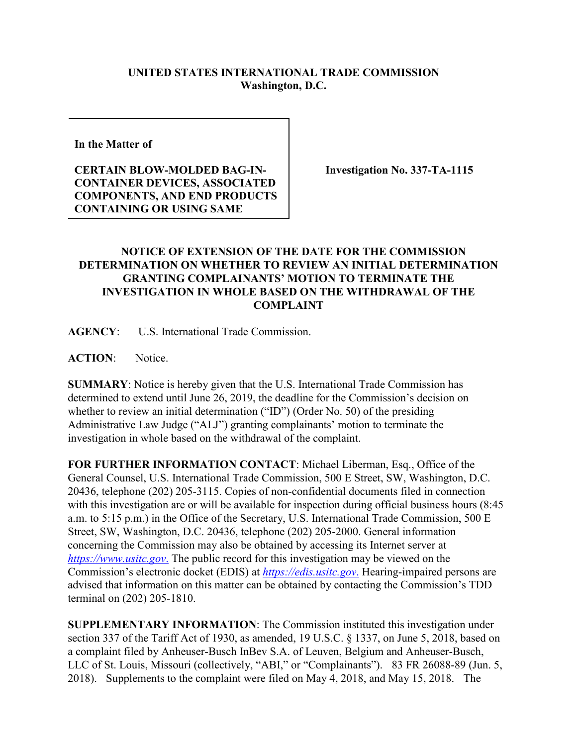**UNITED STATES INTERNATIONAL TRADE COMMISSION**
**Washington, D.C.**

| **In the Matter of**<br><br>**CERTAIN BLOW-MOLDED BAG-IN-CONTAINER DEVICES, ASSOCIATED COMPONENTS, AND END PRODUCTS CONTAINING OR USING SAME** | **Investigation No. 337-TA-1115** |
|---|---|

## NOTICE OF EXTENSION OF THE DATE FOR THE COMMISSION DETERMINATION ON WHETHER TO REVIEW AN INITIAL DETERMINATION GRANTING COMPLAINANTS' MOTION TO TERMINATE THE INVESTIGATION IN WHOLE BASED ON THE WITHDRAWAL OF THE COMPLAINT

**AGENCY**: U.S. International Trade Commission.

**ACTION**: Notice.

**SUMMARY**: Notice is hereby given that the U.S. International Trade Commission has determined to extend until June 26, 2019, the deadline for the Commission's decision on whether to review an initial determination ("ID") (Order No. 50) of the presiding Administrative Law Judge ("ALJ") granting complainants' motion to terminate the investigation in whole based on the withdrawal of the complaint.

**FOR FURTHER INFORMATION CONTACT**: Michael Liberman, Esq., Office of the General Counsel, U.S. International Trade Commission, 500 E Street, SW, Washington, D.C. 20436, telephone (202) 205-3115. Copies of non-confidential documents filed in connection with this investigation are or will be available for inspection during official business hours (8:45 a.m. to 5:15 p.m.) in the Office of the Secretary, U.S. International Trade Commission, 500 E Street, SW, Washington, D.C. 20436, telephone (202) 205-2000. General information concerning the Commission may also be obtained by accessing its Internet server at *https://www.usitc.gov*. The public record for this investigation may be viewed on the Commission's electronic docket (EDIS) at *https://edis.usitc.gov*. Hearing-impaired persons are advised that information on this matter can be obtained by contacting the Commission's TDD terminal on (202) 205-1810.

**SUPPLEMENTARY INFORMATION**: The Commission instituted this investigation under section 337 of the Tariff Act of 1930, as amended, 19 U.S.C. § 1337, on June 5, 2018, based on a complaint filed by Anheuser-Busch InBev S.A. of Leuven, Belgium and Anheuser-Busch, LLC of St. Louis, Missouri (collectively, "ABI," or "Complainants"). 83 FR 26088-89 (Jun. 5, 2018). Supplements to the complaint were filed on May 4, 2018, and May 15, 2018. The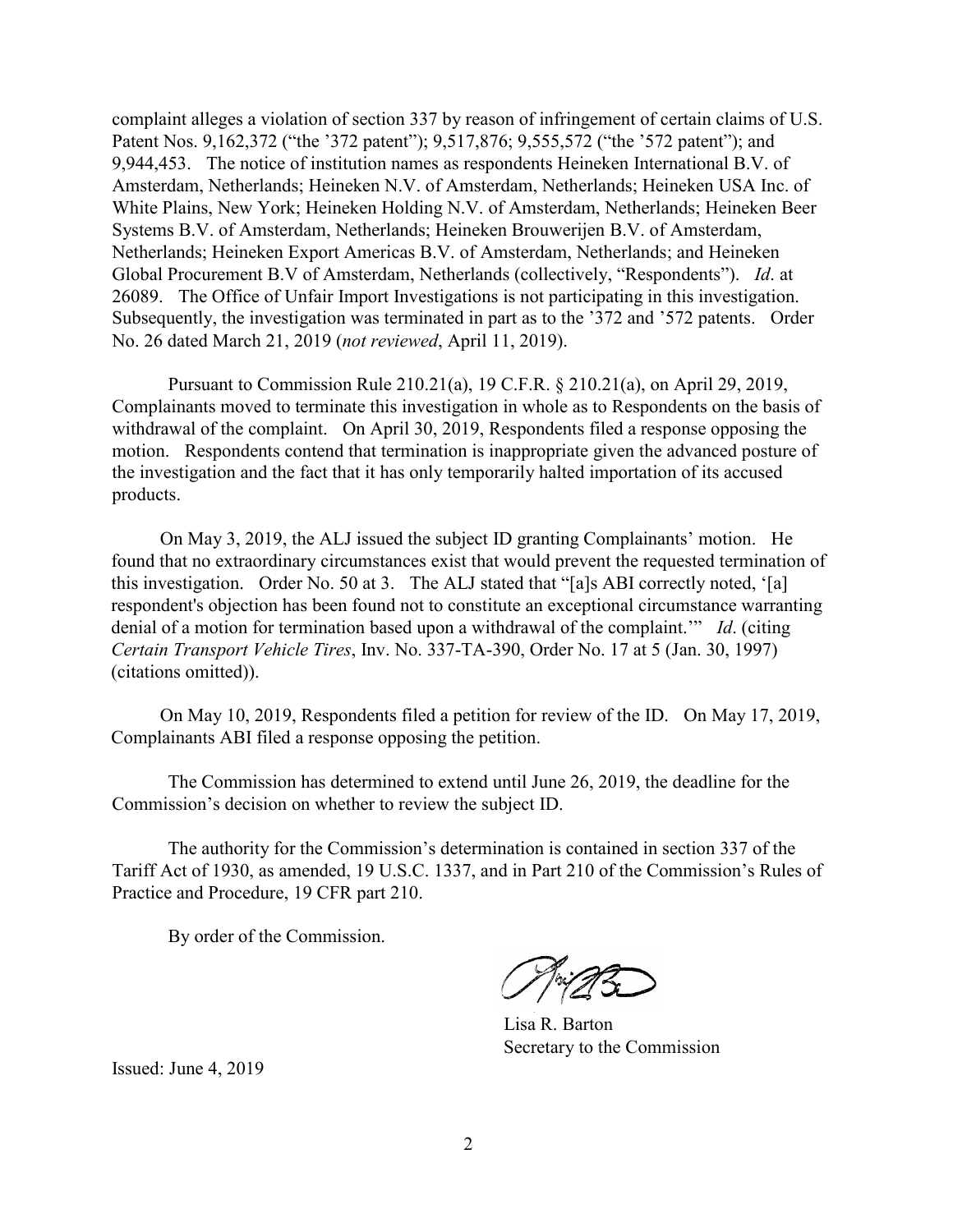complaint alleges a violation of section 337 by reason of infringement of certain claims of U.S. Patent Nos. 9,162,372 ("the '372 patent"); 9,517,876; 9,555,572 ("the '572 patent"); and 9,944,453. The notice of institution names as respondents Heineken International B.V. of Amsterdam, Netherlands; Heineken N.V. of Amsterdam, Netherlands; Heineken USA Inc. of White Plains, New York; Heineken Holding N.V. of Amsterdam, Netherlands; Heineken Beer Systems B.V. of Amsterdam, Netherlands; Heineken Brouwerijen B.V. of Amsterdam, Netherlands; Heineken Export Americas B.V. of Amsterdam, Netherlands; and Heineken Global Procurement B.V of Amsterdam, Netherlands (collectively, "Respondents"). *Id*. at 26089. The Office of Unfair Import Investigations is not participating in this investigation. Subsequently, the investigation was terminated in part as to the '372 and '572 patents. Order No. 26 dated March 21, 2019 (*not reviewed*, April 11, 2019).

Pursuant to Commission Rule 210.21(a), 19 C.F.R. § 210.21(a), on April 29, 2019, Complainants moved to terminate this investigation in whole as to Respondents on the basis of withdrawal of the complaint. On April 30, 2019, Respondents filed a response opposing the motion. Respondents contend that termination is inappropriate given the advanced posture of the investigation and the fact that it has only temporarily halted importation of its accused products.

On May 3, 2019, the ALJ issued the subject ID granting Complainants' motion. He found that no extraordinary circumstances exist that would prevent the requested termination of this investigation. Order No. 50 at 3. The ALJ stated that "[a]s ABI correctly noted, '[a] respondent's objection has been found not to constitute an exceptional circumstance warranting denial of a motion for termination based upon a withdrawal of the complaint.'" *Id*. (citing *Certain Transport Vehicle Tires*, Inv. No. 337-TA-390, Order No. 17 at 5 (Jan. 30, 1997) (citations omitted)).

On May 10, 2019, Respondents filed a petition for review of the ID. On May 17, 2019, Complainants ABI filed a response opposing the petition.

The Commission has determined to extend until June 26, 2019, the deadline for the Commission's decision on whether to review the subject ID.

The authority for the Commission's determination is contained in section 337 of the Tariff Act of 1930, as amended, 19 U.S.C. 1337, and in Part 210 of the Commission's Rules of Practice and Procedure, 19 CFR part 210.

By order of the Commission.

Lisa R. Barton
Secretary to the Commission

Issued: June 4, 2019